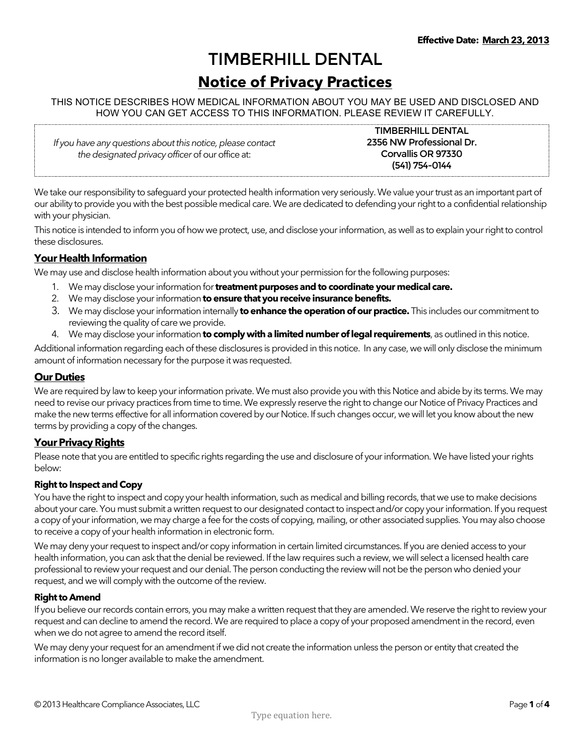**Effective Date: March 23, 2013**

# TIMBERHILL DENTAL

## Notice of Privacy Practices

THIS NOTICE DESCRIBES HOW MEDICAL INFORMATION ABOUT YOU MAY BE USED AND DISCLOSED AND HOW YOU CAN GET ACCESS TO THIS INFORMATION. PLEASE REVIEW IT CAREFULLY.

*If you have any questions about this notice, please contact the designated privacy officer* of our office at:

TIMBERHILL DENTAL
2356 NW Professional Dr.
Corvallis OR 97330
(541) 754-0144

We take our responsibility to safeguard your protected health information very seriously. We value your trust as an important part of our ability to provide you with the best possible medical care. We are dedicated to defending your right to a confidential relationship with your physician.

This notice is intended to inform you of how we protect, use, and disclose your information, as well as to explain your right to control these disclosures.

### Your Health Information

We may use and disclose health information about you without your permission for the following purposes:

1. We may disclose your information for **treatment purposes and to coordinate your medical care.**
2. We may disclose your information **to ensure that you receive insurance benefits.**
3. We may disclose your information internally **to enhance the operation of our practice.** This includes our commitment to reviewing the quality of care we provide.
4. We may disclose your information **to comply with a limited number of legal requirements**, as outlined in this notice.

Additional information regarding each of these disclosures is provided in this notice. In any case, we will only disclose the minimum amount of information necessary for the purpose it was requested.

### Our Duties

We are required by law to keep your information private. We must also provide you with this Notice and abide by its terms. We may need to revise our privacy practices from time to time. We expressly reserve the right to change our Notice of Privacy Practices and make the new terms effective for all information covered by our Notice. If such changes occur, we will let you know about the new terms by providing a copy of the changes.

### Your Privacy Rights

Please note that you are entitled to specific rights regarding the use and disclosure of your information. We have listed your rights below:

#### Right to Inspect and Copy

You have the right to inspect and copy your health information, such as medical and billing records, that we use to make decisions about your care. You must submit a written request to our designated contact to inspect and/or copy your information. If you request a copy of your information, we may charge a fee for the costs of copying, mailing, or other associated supplies. You may also choose to receive a copy of your health information in electronic form.

We may deny your request to inspect and/or copy information in certain limited circumstances. If you are denied access to your health information, you can ask that the denial be reviewed. If the law requires such a review, we will select a licensed health care professional to review your request and our denial. The person conducting the review will not be the person who denied your request, and we will comply with the outcome of the review.

#### Right to Amend

If you believe our records contain errors, you may make a written request that they are amended. We reserve the right to review your request and can decline to amend the record. We are required to place a copy of your proposed amendment in the record, even when we do not agree to amend the record itself.

We may deny your request for an amendment if we did not create the information unless the person or entity that created the information is no longer available to make the amendment.

© 2013 Healthcare Compliance Associates, LLC

Type equation here.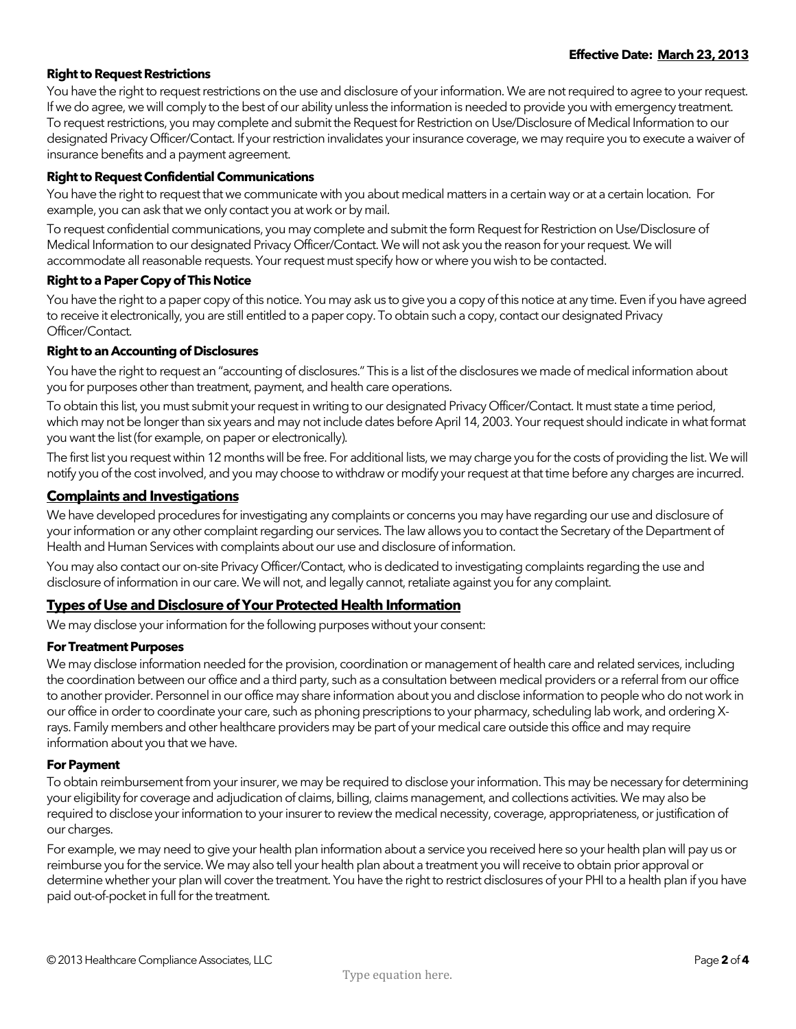**Effective Date: March 23, 2013**

**Right to Request Restrictions**

You have the right to request restrictions on the use and disclosure of your information. We are not required to agree to your request. If we do agree, we will comply to the best of our ability unless the information is needed to provide you with emergency treatment. To request restrictions, you may complete and submit the Request for Restriction on Use/Disclosure of Medical Information to our designated Privacy Officer/Contact. If your restriction invalidates your insurance coverage, we may require you to execute a waiver of insurance benefits and a payment agreement.

**Right to Request Confidential Communications**

You have the right to request that we communicate with you about medical matters in a certain way or at a certain location. For example, you can ask that we only contact you at work or by mail.

To request confidential communications, you may complete and submit the form Request for Restriction on Use/Disclosure of Medical Information to our designated Privacy Officer/Contact. We will not ask you the reason for your request. We will accommodate all reasonable requests. Your request must specify how or where you wish to be contacted.

**Right to a Paper Copy of This Notice**

You have the right to a paper copy of this notice. You may ask us to give you a copy of this notice at any time. Even if you have agreed to receive it electronically, you are still entitled to a paper copy. To obtain such a copy, contact our designated Privacy Officer/Contact.

**Right to an Accounting of Disclosures**

You have the right to request an "accounting of disclosures." This is a list of the disclosures we made of medical information about you for purposes other than treatment, payment, and health care operations.

To obtain this list, you must submit your request in writing to our designated Privacy Officer/Contact. It must state a time period, which may not be longer than six years and may not include dates before April 14, 2003. Your request should indicate in what format you want the list (for example, on paper or electronically).

The first list you request within 12 months will be free. For additional lists, we may charge you for the costs of providing the list. We will notify you of the cost involved, and you may choose to withdraw or modify your request at that time before any charges are incurred.

## Complaints and Investigations

We have developed procedures for investigating any complaints or concerns you may have regarding our use and disclosure of your information or any other complaint regarding our services. The law allows you to contact the Secretary of the Department of Health and Human Services with complaints about our use and disclosure of information.

You may also contact our on-site Privacy Officer/Contact, who is dedicated to investigating complaints regarding the use and disclosure of information in our care. We will not, and legally cannot, retaliate against you for any complaint.

## Types of Use and Disclosure of Your Protected Health Information

We may disclose your information for the following purposes without your consent:

**For Treatment Purposes**

We may disclose information needed for the provision, coordination or management of health care and related services, including the coordination between our office and a third party, such as a consultation between medical providers or a referral from our office to another provider. Personnel in our office may share information about you and disclose information to people who do not work in our office in order to coordinate your care, such as phoning prescriptions to your pharmacy, scheduling lab work, and ordering X-rays. Family members and other healthcare providers may be part of your medical care outside this office and may require information about you that we have.

**For Payment**

To obtain reimbursement from your insurer, we may be required to disclose your information. This may be necessary for determining your eligibility for coverage and adjudication of claims, billing, claims management, and collections activities. We may also be required to disclose your information to your insurer to review the medical necessity, coverage, appropriateness, or justification of our charges.

For example, we may need to give your health plan information about a service you received here so your health plan will pay us or reimburse you for the service. We may also tell your health plan about a treatment you will receive to obtain prior approval or determine whether your plan will cover the treatment. You have the right to restrict disclosures of your PHI to a health plan if you have paid out-of-pocket in full for the treatment.

© 2013 Healthcare Compliance Associates, LLC

Type equation here.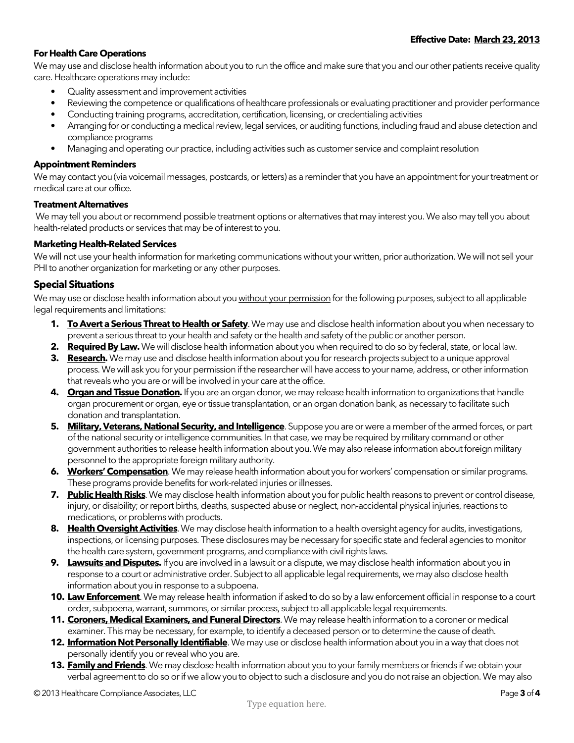**For Health Care Operations**

We may use and disclose health information about you to run the office and make sure that you and our other patients receive quality care. Healthcare operations may include:

- Quality assessment and improvement activities
- Reviewing the competence or qualifications of healthcare professionals or evaluating practitioner and provider performance
- Conducting training programs, accreditation, certification, licensing, or credentialing activities
- Arranging for or conducting a medical review, legal services, or auditing functions, including fraud and abuse detection and compliance programs
- Managing and operating our practice, including activities such as customer service and complaint resolution

**Appointment Reminders**

We may contact you (via voicemail messages, postcards, or letters) as a reminder that you have an appointment for your treatment or medical care at our office.

**Treatment Alternatives**

We may tell you about or recommend possible treatment options or alternatives that may interest you. We also may tell you about health-related products or services that may be of interest to you.

**Marketing Health-Related Services**

We will not use your health information for marketing communications without your written, prior authorization. We will not sell your PHI to another organization for marketing or any other purposes.

## Special Situations

We may use or disclose health information about you without your permission for the following purposes, subject to all applicable legal requirements and limitations:

1. **To Avert a Serious Threat to Health or Safety**. We may use and disclose health information about you when necessary to prevent a serious threat to your health and safety or the health and safety of the public or another person.
2. **Required By Law.** We will disclose health information about you when required to do so by federal, state, or local law.
3. **Research.** We may use and disclose health information about you for research projects subject to a unique approval process. We will ask you for your permission if the researcher will have access to your name, address, or other information that reveals who you are or will be involved in your care at the office.
4. **Organ and Tissue Donation.** If you are an organ donor, we may release health information to organizations that handle organ procurement or organ, eye or tissue transplantation, or an organ donation bank, as necessary to facilitate such donation and transplantation.
5. **Military, Veterans, National Security, and Intelligence**. Suppose you are or were a member of the armed forces, or part of the national security or intelligence communities. In that case, we may be required by military command or other government authorities to release health information about you. We may also release information about foreign military personnel to the appropriate foreign military authority.
6. **Workers' Compensation**. We may release health information about you for workers' compensation or similar programs. These programs provide benefits for work-related injuries or illnesses.
7. **Public Health Risks**. We may disclose health information about you for public health reasons to prevent or control disease, injury, or disability; or report births, deaths, suspected abuse or neglect, non-accidental physical injuries, reactions to medications, or problems with products.
8. **Health Oversight Activities**. We may disclose health information to a health oversight agency for audits, investigations, inspections, or licensing purposes. These disclosures may be necessary for specific state and federal agencies to monitor the health care system, government programs, and compliance with civil rights laws.
9. **Lawsuits and Disputes.** If you are involved in a lawsuit or a dispute, we may disclose health information about you in response to a court or administrative order. Subject to all applicable legal requirements, we may also disclose health information about you in response to a subpoena.
10. **Law Enforcement**. We may release health information if asked to do so by a law enforcement official in response to a court order, subpoena, warrant, summons, or similar process, subject to all applicable legal requirements.
11. **Coroners, Medical Examiners, and Funeral Directors**. We may release health information to a coroner or medical examiner. This may be necessary, for example, to identify a deceased person or to determine the cause of death.
12. **Information Not Personally Identifiable**. We may use or disclose health information about you in a way that does not personally identify you or reveal who you are.
13. **Family and Friends**. We may disclose health information about you to your family members or friends if we obtain your verbal agreement to do so or if we allow you to object to such a disclosure and you do not raise an objection. We may also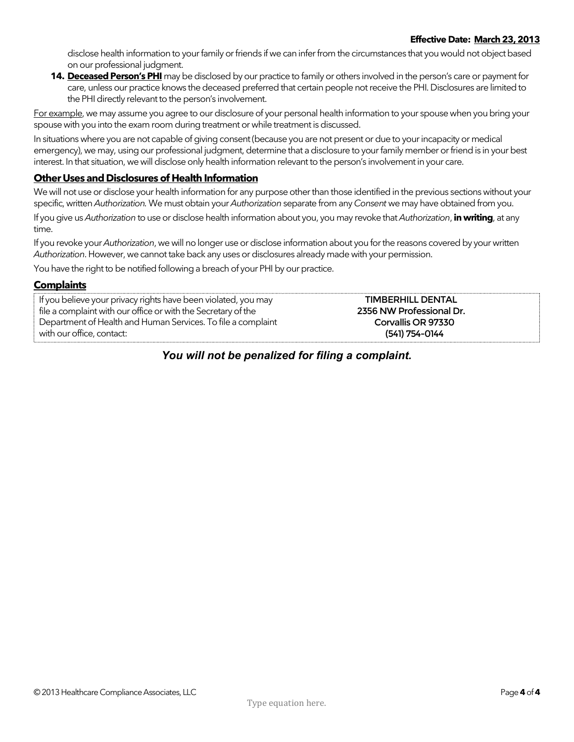disclose health information to your family or friends if we can infer from the circumstances that you would not object based on our professional judgment.

14. **Deceased Person's PHI** may be disclosed by our practice to family or others involved in the person's care or payment for care, unless our practice knows the deceased preferred that certain people not receive the PHI. Disclosures are limited to the PHI directly relevant to the person's involvement.

For example, we may assume you agree to our disclosure of your personal health information to your spouse when you bring your spouse with you into the exam room during treatment or while treatment is discussed.

In situations where you are not capable of giving consent (because you are not present or due to your incapacity or medical emergency), we may, using our professional judgment, determine that a disclosure to your family member or friend is in your best interest. In that situation, we will disclose only health information relevant to the person's involvement in your care.

## Other Uses and Disclosures of Health Information

We will not use or disclose your health information for any purpose other than those identified in the previous sections without your specific, written *Authorization*. We must obtain your *Authorization* separate from any *Consent* we may have obtained from you.

If you give us *Authorization* to use or disclose health information about you, you may revoke that *Authorization*, **in writing**, at any time.

If you revoke your *Authorization*, we will no longer use or disclose information about you for the reasons covered by your written *Authorization*. However, we cannot take back any uses or disclosures already made with your permission.

You have the right to be notified following a breach of your PHI by our practice.

## Complaints

| | |
|---|---|
| If you believe your privacy rights have been violated, you may file a complaint with our office or with the Secretary of the Department of Health and Human Services. To file a complaint with our office, contact: | TIMBERHILL DENTAL<br>2356 NW Professional Dr.<br>Corvallis OR 97330<br>(541) 754-0144 |

***You will not be penalized for filing a complaint.***

Type equation here.